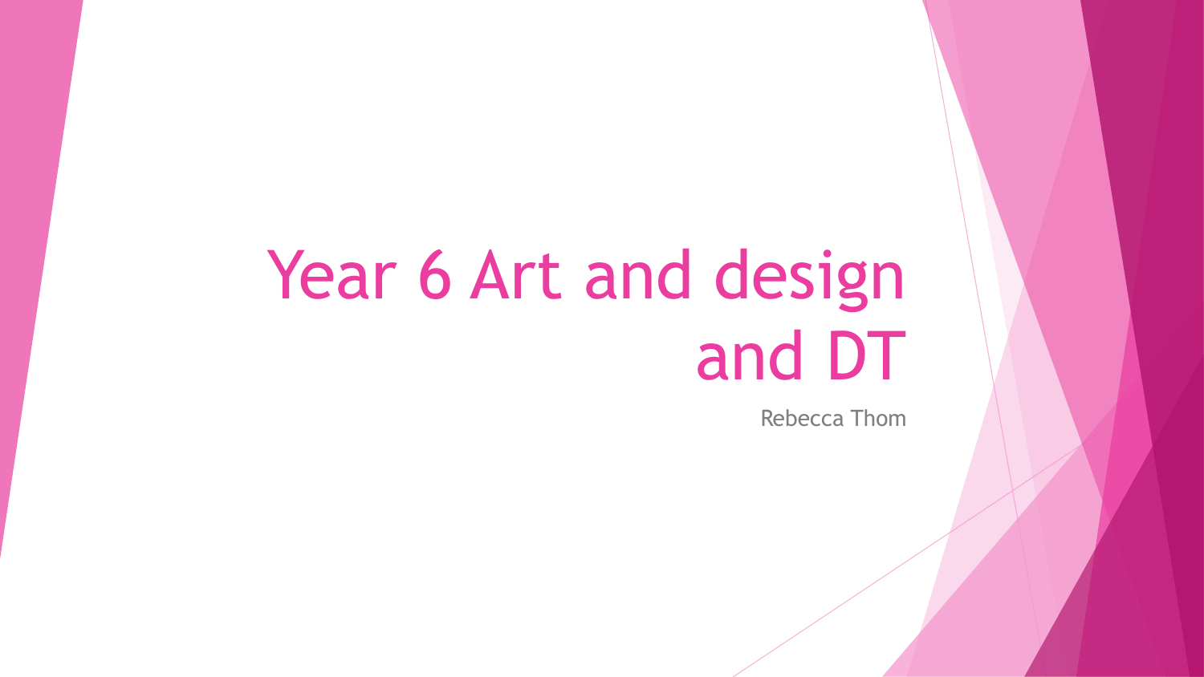# Year 6 Art and design and DT

Rebecca Thom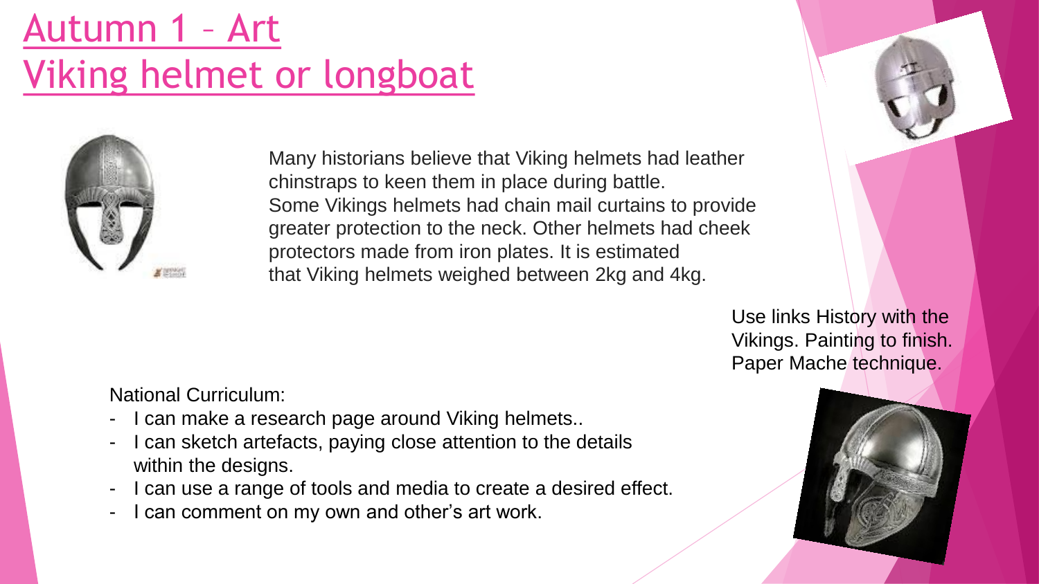# Autumn 1 – Art
# Viking helmet or longboat

Many historians believe that Viking helmets had leather chinstraps to keen them in place during battle. Some Vikings helmets had chain mail curtains to provide greater protection to the neck. Other helmets had cheek protectors made from iron plates. It is estimated that Viking helmets weighed between 2kg and 4kg.

Use links History with the Vikings. Painting to finish. Paper Mache technique.

National Curriculum:

- I can make a research page around Viking helmets..
- I can sketch artefacts, paying close attention to the details within the designs.
- I can use a range of tools and media to create a desired effect.
- I can comment on my own and other's art work.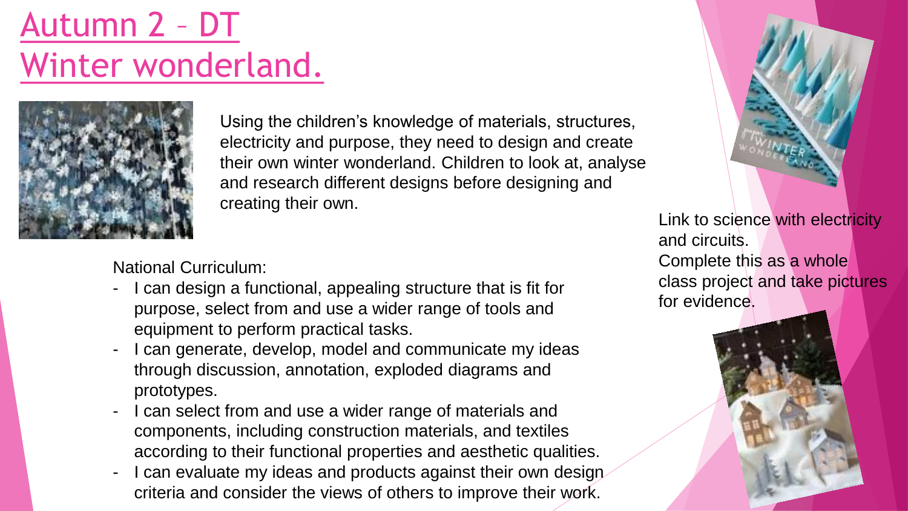# Autumn 2 – DT
# Winter wonderland.

Using the children's knowledge of materials, structures, electricity and purpose, they need to design and create their own winter wonderland. Children to look at, analyse and research different designs before designing and creating their own.

National Curriculum:

- I can design a functional, appealing structure that is fit for purpose, select from and use a wider range of tools and equipment to perform practical tasks.
- I can generate, develop, model and communicate my ideas through discussion, annotation, exploded diagrams and prototypes.
- I can select from and use a wider range of materials and components, including construction materials, and textiles according to their functional properties and aesthetic qualities.
- I can evaluate my ideas and products against their own design criteria and consider the views of others to improve their work.

Link to science with electricity and circuits.
Complete this as a whole class project and take pictures for evidence.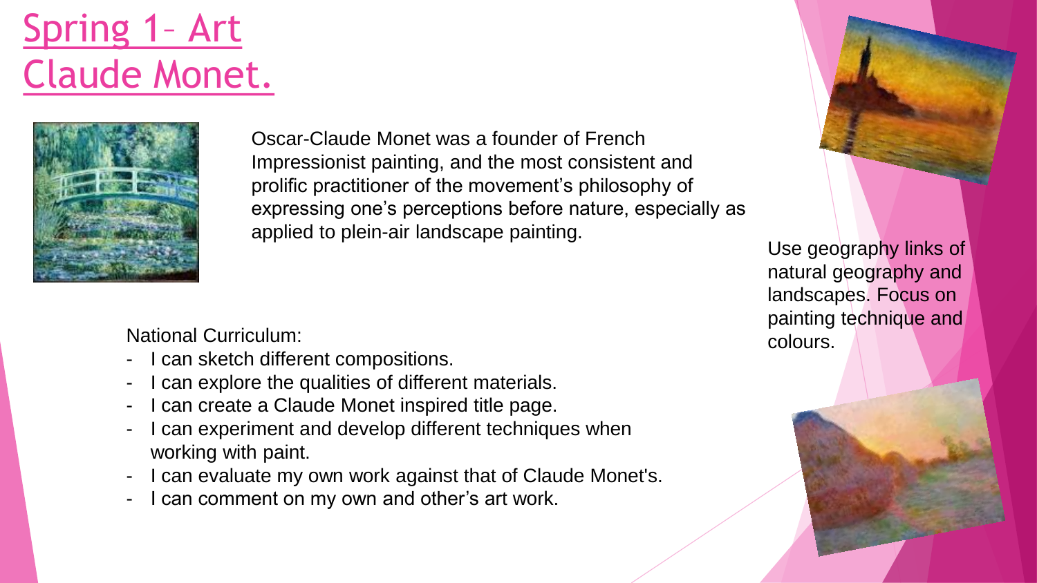# Spring 1– Art Claude Monet.

Oscar-Claude Monet was a founder of French Impressionist painting, and the most consistent and prolific practitioner of the movement's philosophy of expressing one's perceptions before nature, especially as applied to plein-air landscape painting.

Use geography links of natural geography and landscapes. Focus on painting technique and colours.

National Curriculum:

- I can sketch different compositions.
- I can explore the qualities of different materials.
- I can create a Claude Monet inspired title page.
- I can experiment and develop different techniques when working with paint.
- I can evaluate my own work against that of Claude Monet's.
- I can comment on my own and other's art work.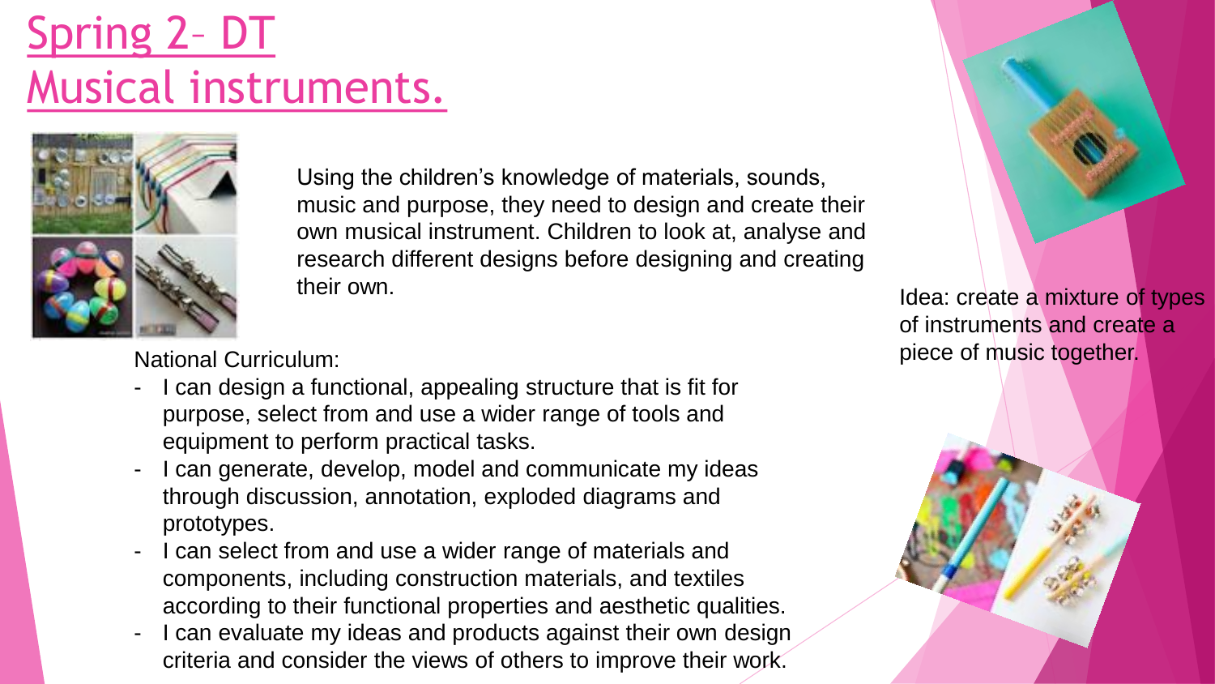# Spring 2– DT Musical instruments.

Using the children's knowledge of materials, sounds, music and purpose, they need to design and create their own musical instrument. Children to look at, analyse and research different designs before designing and creating their own.

Idea: create a mixture of types of instruments and create a piece of music together.

National Curriculum:

- I can design a functional, appealing structure that is fit for purpose, select from and use a wider range of tools and equipment to perform practical tasks.
- I can generate, develop, model and communicate my ideas through discussion, annotation, exploded diagrams and prototypes.
- I can select from and use a wider range of materials and components, including construction materials, and textiles according to their functional properties and aesthetic qualities.
- I can evaluate my ideas and products against their own design criteria and consider the views of others to improve their work.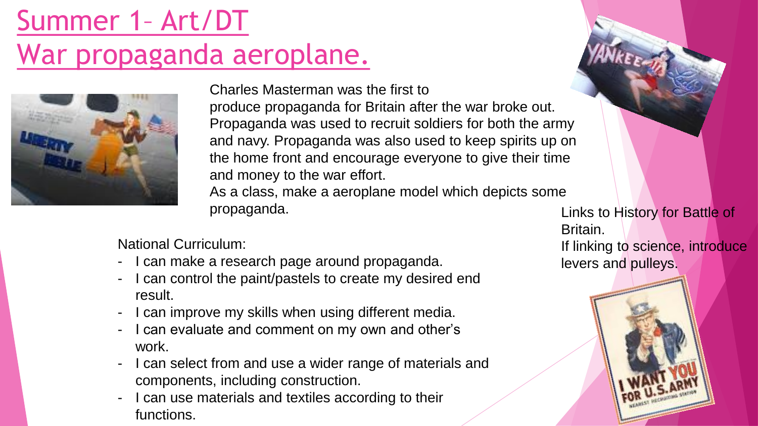# Summer 1– Art/DT
# War propaganda aeroplane.

Charles Masterman was the first to produce propaganda for Britain after the war broke out. Propaganda was used to recruit soldiers for both the army and navy. Propaganda was also used to keep spirits up on the home front and encourage everyone to give their time and money to the war effort.

As a class, make a aeroplane model which depicts some propaganda.

Links to History for Battle of Britain.

If linking to science, introduce levers and pulleys.

National Curriculum:

- I can make a research page around propaganda.
- I can control the paint/pastels to create my desired end result.
- I can improve my skills when using different media.
- I can evaluate and comment on my own and other's work.
- I can select from and use a wider range of materials and components, including construction.
- I can use materials and textiles according to their functions.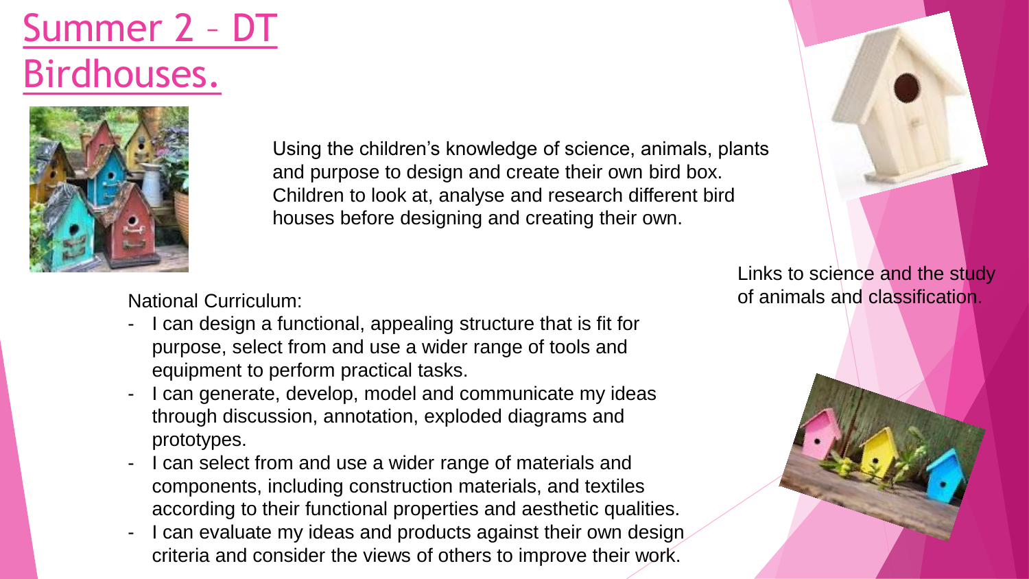# Summer 2 – DT Birdhouses.

Using the children's knowledge of science, animals, plants and purpose to design and create their own bird box. Children to look at, analyse and research different bird houses before designing and creating their own.

National Curriculum:

- I can design a functional, appealing structure that is fit for purpose, select from and use a wider range of tools and equipment to perform practical tasks.
- I can generate, develop, model and communicate my ideas through discussion, annotation, exploded diagrams and prototypes.
- I can select from and use a wider range of materials and components, including construction materials, and textiles according to their functional properties and aesthetic qualities.
- I can evaluate my ideas and products against their own design criteria and consider the views of others to improve their work.

Links to science and the study of animals and classification.